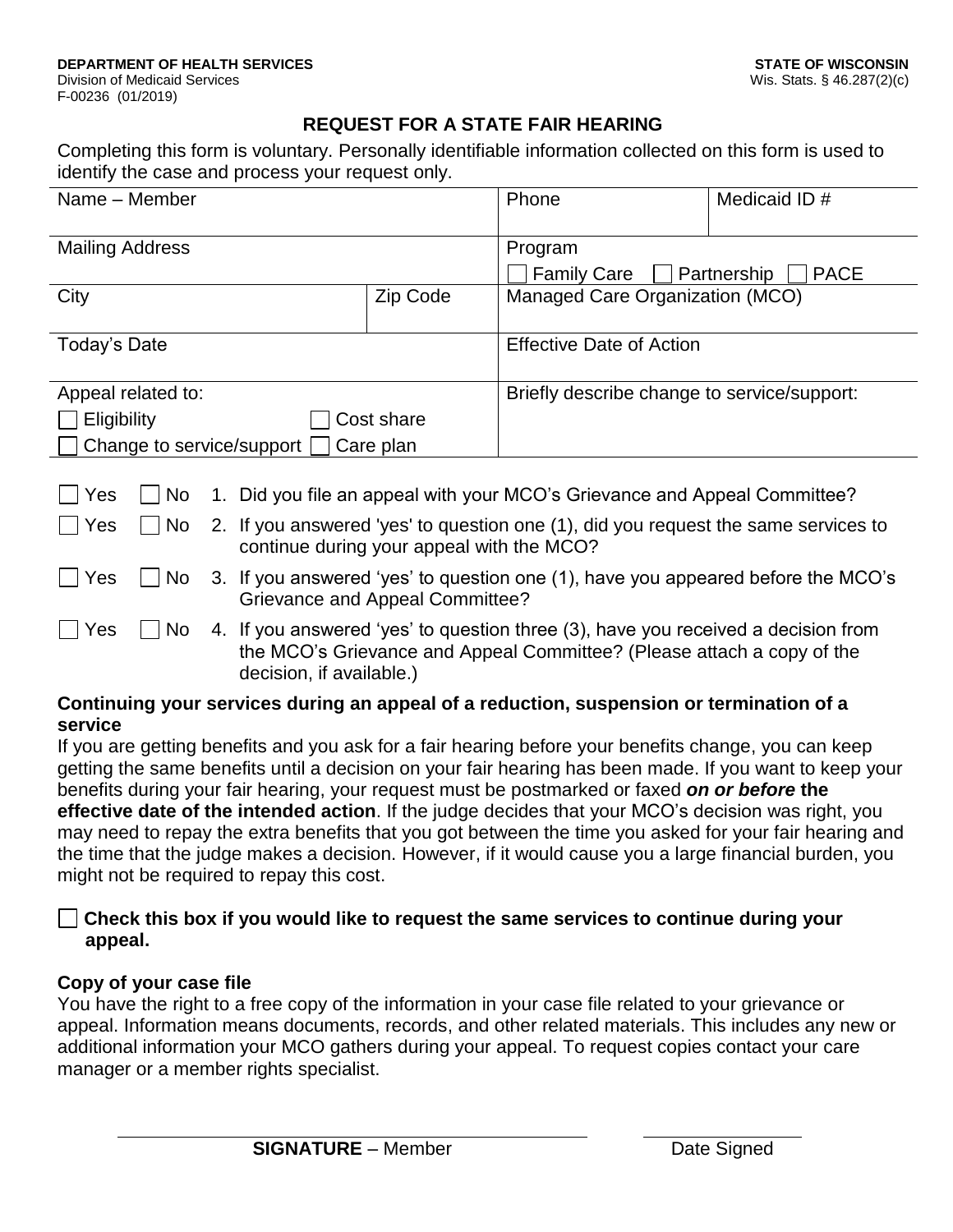**DEPARTMENT OF HEALTH SERVICES**
Division of Medicaid Services
F-00236 (01/2019)

**STATE OF WISCONSIN**
Wis. Stats. § 46.287(2)(c)

# REQUEST FOR A STATE FAIR HEARING

Completing this form is voluntary. Personally identifiable information collected on this form is used to identify the case and process your request only.

| Name – Member | | Phone | Medicaid ID # |
|---|---|---|---|
| Mailing Address | | Program<br>☐ Family Care ☐ Partnership ☐ PACE | |
| City | Zip Code | Managed Care Organization (MCO) | |
| Today's Date | | Effective Date of Action | |
| Appeal related to:<br>☐ Eligibility ☐ Cost share<br>☐ Change to service/support ☐ Care plan | | Briefly describe change to service/support: | |

☐ Yes ☐ No 1. Did you file an appeal with your MCO's Grievance and Appeal Committee?

☐ Yes ☐ No 2. If you answered 'yes' to question one (1), did you request the same services to continue during your appeal with the MCO?

☐ Yes ☐ No 3. If you answered 'yes' to question one (1), have you appeared before the MCO's Grievance and Appeal Committee?

☐ Yes ☐ No 4. If you answered 'yes' to question three (3), have you received a decision from the MCO's Grievance and Appeal Committee? (Please attach a copy of the decision, if available.)

**Continuing your services during an appeal of a reduction, suspension or termination of a service**

If you are getting benefits and you ask for a fair hearing before your benefits change, you can keep getting the same benefits until a decision on your fair hearing has been made. If you want to keep your benefits during your fair hearing, your request must be postmarked or faxed ***on or before*** **the effective date of the intended action**. If the judge decides that your MCO's decision was right, you may need to repay the extra benefits that you got between the time you asked for your fair hearing and the time that the judge makes a decision. However, if it would cause you a large financial burden, you might not be required to repay this cost.

☐ **Check this box if you would like to request the same services to continue during your appeal.**

**Copy of your case file**

You have the right to a free copy of the information in your case file related to your grievance or appeal. Information means documents, records, and other related materials. This includes any new or additional information your MCO gathers during your appeal. To request copies contact your care manager or a member rights specialist.

______________________________ ______________

**SIGNATURE** – Member Date Signed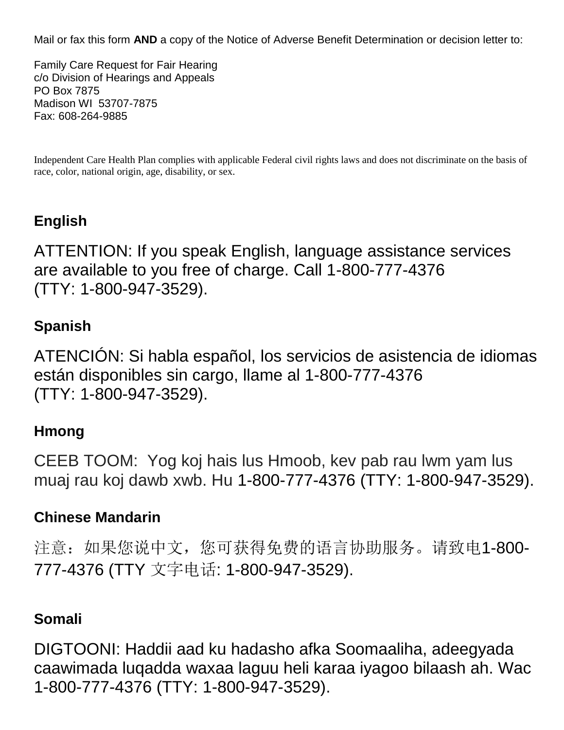Mail or fax this form **AND** a copy of the Notice of Adverse Benefit Determination or decision letter to:

Family Care Request for Fair Hearing
c/o Division of Hearings and Appeals
PO Box 7875
Madison WI 53707-7875
Fax: 608-264-9885

Independent Care Health Plan complies with applicable Federal civil rights laws and does not discriminate on the basis of race, color, national origin, age, disability, or sex.

**English**

ATTENTION: If you speak English, language assistance services are available to you free of charge. Call 1-800-777-4376 (TTY: 1-800-947-3529).

**Spanish**

ATENCIÓN: Si habla español, los servicios de asistencia de idiomas están disponibles sin cargo, llame al 1-800-777-4376 (TTY: 1-800-947-3529).

**Hmong**

CEEB TOOM: Yog koj hais lus Hmoob, kev pab rau lwm yam lus muaj rau koj dawb xwb. Hu 1-800-777-4376 (TTY: 1-800-947-3529).

**Chinese Mandarin**

注意：如果您说中文，您可获得免费的语言协助服务。请致电1-800-777-4376 (TTY 文字电话: 1-800-947-3529).

**Somali**

DIGTOONI: Haddii aad ku hadasho afka Soomaaliha, adeegyada caawimada luqadda waxaa laguu heli karaa iyagoo bilaash ah. Wac 1-800-777-4376 (TTY: 1-800-947-3529).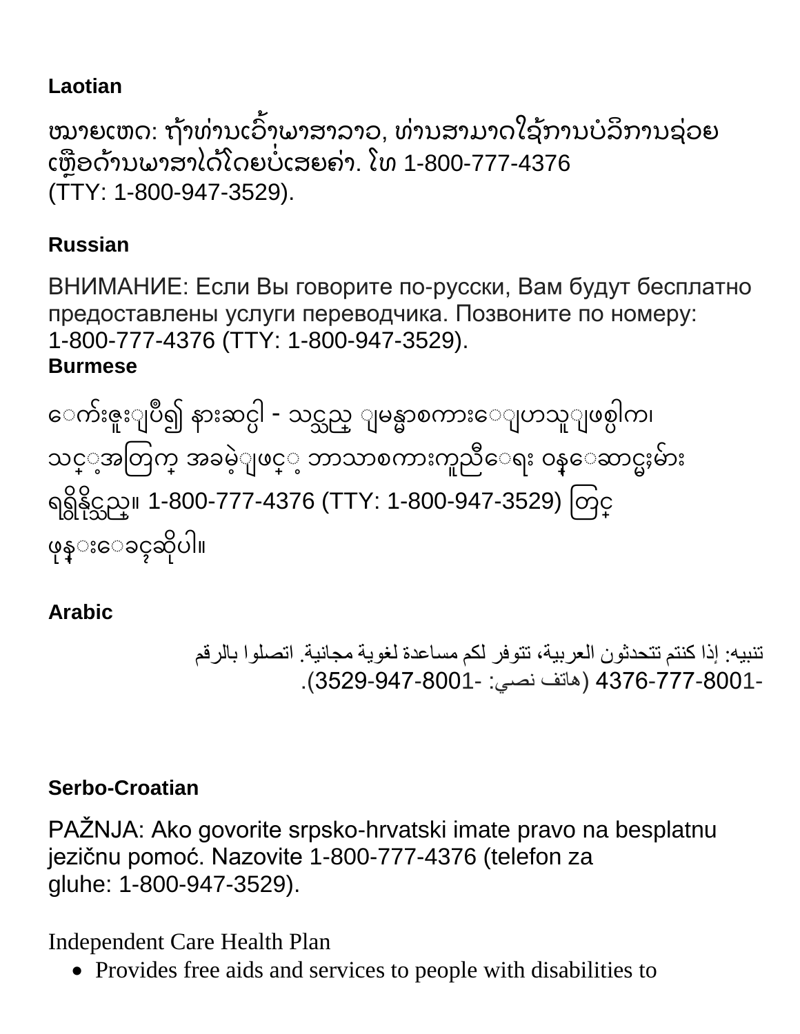**Laotian**

ໝາຍເຫດ: ຖ້າທ່ານເວົ້າພາສາລາວ, ທ່ານສາມາດໃຊ້ການບໍລິການຊ່ວຍເຫຼືອດ້ານພາສາໄດ້ໂດຍບໍ່ເສຍຄ່າ. ໂທ 1-800-777-4376 (TTY: 1-800-947-3529).

**Russian**

ВНИМАНИЕ: Если Вы говорите по-русски, Вам будут бесплатно предоставлены услуги переводчика. Позвоните по номеру: 1-800-777-4376 (TTY: 1-800-947-3529).

**Burmese**

ေက်းဇူးျပဳ၍ နားဆင္ပါ - သင္သည္ ျမန္မာစကားေျပာသူျဖစ္ပါက၊ သင့္အတြက္ အခမဲ့ျဖင့္ ဘာသာစကားကူညီေရး ဝန္ေဆာင္မႈမ်ား ရရွိနိုင္သည္။ 1-800-777-4376 (TTY: 1-800-947-3529) တြင္ ဖုန္းေခၚဆိုပါ။

**Arabic**

تنبيه: إذا كنتم تتحدثون العربية، تتوفر لكم مساعدة لغوية مجانية. اتصلوا بالرقم 1-800-777-4376 (هاتف نصي: 1-800-947-3529).

**Serbo-Croatian**

PAŽNJA: Ako govorite srpsko-hrvatski imate pravo na besplatnu jezičnu pomoć. Nazovite 1-800-777-4376 (telefon za gluhe: 1-800-947-3529).

Independent Care Health Plan

- Provides free aids and services to people with disabilities to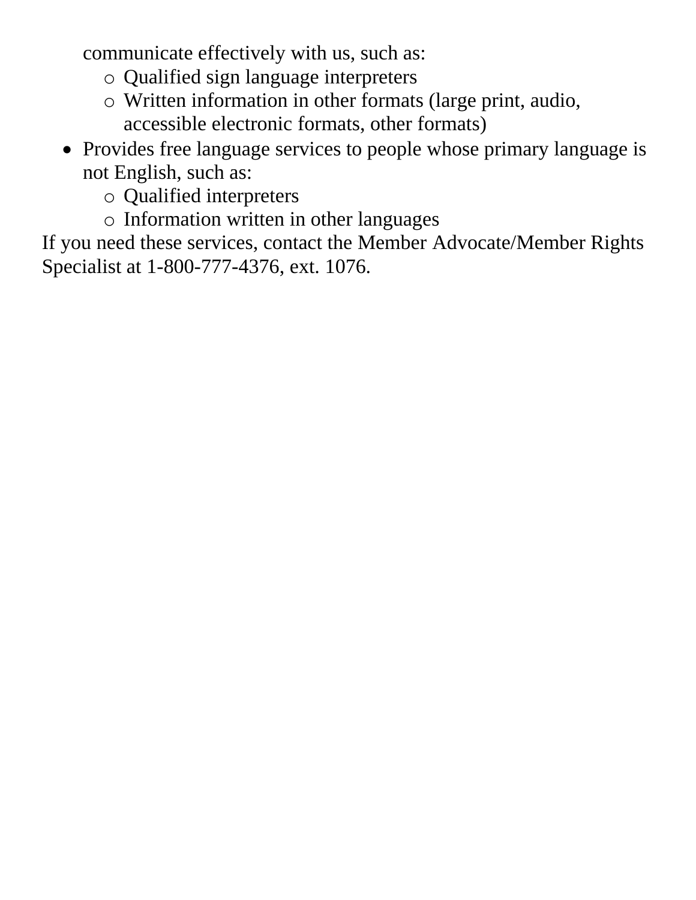communicate effectively with us, such as:
    - Qualified sign language interpreters
    - Written information in other formats (large print, audio, accessible electronic formats, other formats)
- Provides free language services to people whose primary language is not English, such as:
    - Qualified interpreters
    - Information written in other languages

If you need these services, contact the Member Advocate/Member Rights Specialist at 1-800-777-4376, ext. 1076.